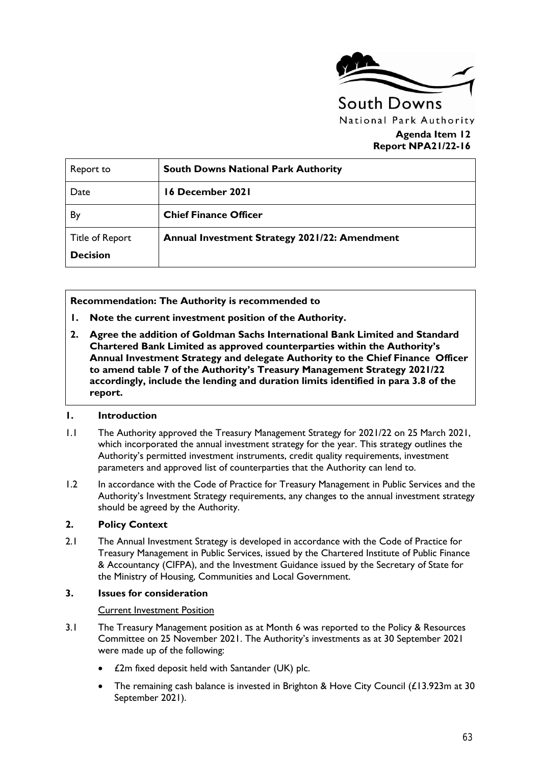South Downs

National Park Authority

**Agenda Item 12**
**Report NPA21/22-16**

| Report to | **South Downs National Park Authority** |
| --- | --- |
| Date | **16 December 2021** |
| By | **Chief Finance Officer** |
| Title of Report<br>**Decision** | **Annual Investment Strategy 2021/22: Amendment** |

**Recommendation: The Authority is recommended to**

1. **Note the current investment position of the Authority.**
2. **Agree the addition of Goldman Sachs International Bank Limited and Standard Chartered Bank Limited as approved counterparties within the Authority's Annual Investment Strategy and delegate Authority to the Chief Finance Officer to amend table 7 of the Authority's Treasury Management Strategy 2021/22 accordingly, include the lending and duration limits identified in para 3.8 of the report.**

## 1. Introduction

1.1 The Authority approved the Treasury Management Strategy for 2021/22 on 25 March 2021, which incorporated the annual investment strategy for the year. This strategy outlines the Authority's permitted investment instruments, credit quality requirements, investment parameters and approved list of counterparties that the Authority can lend to.

1.2 In accordance with the Code of Practice for Treasury Management in Public Services and the Authority's Investment Strategy requirements, any changes to the annual investment strategy should be agreed by the Authority.

## 2. Policy Context

2.1 The Annual Investment Strategy is developed in accordance with the Code of Practice for Treasury Management in Public Services, issued by the Chartered Institute of Public Finance & Accountancy (CIFPA), and the Investment Guidance issued by the Secretary of State for the Ministry of Housing, Communities and Local Government.

## 3. Issues for consideration

Current Investment Position

3.1 The Treasury Management position as at Month 6 was reported to the Policy & Resources Committee on 25 November 2021. The Authority's investments as at 30 September 2021 were made up of the following:

- £2m fixed deposit held with Santander (UK) plc.
- The remaining cash balance is invested in Brighton & Hove City Council (£13.923m at 30 September 2021).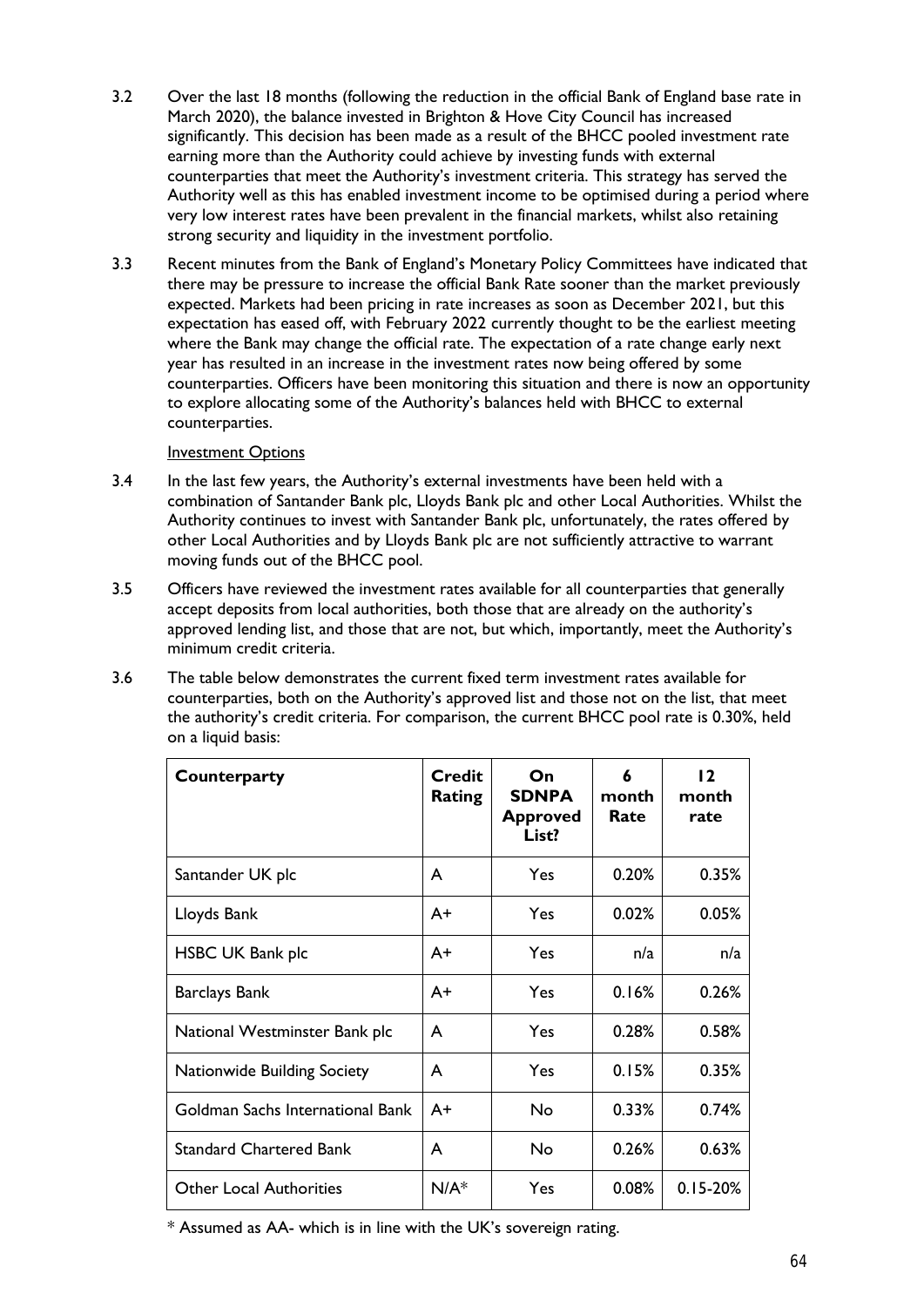3.2 Over the last 18 months (following the reduction in the official Bank of England base rate in March 2020), the balance invested in Brighton & Hove City Council has increased significantly. This decision has been made as a result of the BHCC pooled investment rate earning more than the Authority could achieve by investing funds with external counterparties that meet the Authority's investment criteria. This strategy has served the Authority well as this has enabled investment income to be optimised during a period where very low interest rates have been prevalent in the financial markets, whilst also retaining strong security and liquidity in the investment portfolio.

3.3 Recent minutes from the Bank of England's Monetary Policy Committees have indicated that there may be pressure to increase the official Bank Rate sooner than the market previously expected. Markets had been pricing in rate increases as soon as December 2021, but this expectation has eased off, with February 2022 currently thought to be the earliest meeting where the Bank may change the official rate. The expectation of a rate change early next year has resulted in an increase in the investment rates now being offered by some counterparties. Officers have been monitoring this situation and there is now an opportunity to explore allocating some of the Authority's balances held with BHCC to external counterparties.

<u>Investment Options</u>

3.4 In the last few years, the Authority's external investments have been held with a combination of Santander Bank plc, Lloyds Bank plc and other Local Authorities. Whilst the Authority continues to invest with Santander Bank plc, unfortunately, the rates offered by other Local Authorities and by Lloyds Bank plc are not sufficiently attractive to warrant moving funds out of the BHCC pool.

3.5 Officers have reviewed the investment rates available for all counterparties that generally accept deposits from local authorities, both those that are already on the authority's approved lending list, and those that are not, but which, importantly, meet the Authority's minimum credit criteria.

3.6 The table below demonstrates the current fixed term investment rates available for counterparties, both on the Authority's approved list and those not on the list, that meet the authority's credit criteria. For comparison, the current BHCC pool rate is 0.30%, held on a liquid basis:

| Counterparty | Credit Rating | On SDNPA Approved List? | 6 month Rate | 12 month rate |
|---|---|---|---|---|
| Santander UK plc | A | Yes | 0.20% | 0.35% |
| Lloyds Bank | A+ | Yes | 0.02% | 0.05% |
| HSBC UK Bank plc | A+ | Yes | n/a | n/a |
| Barclays Bank | A+ | Yes | 0.16% | 0.26% |
| National Westminster Bank plc | A | Yes | 0.28% | 0.58% |
| Nationwide Building Society | A | Yes | 0.15% | 0.35% |
| Goldman Sachs International Bank | A+ | No | 0.33% | 0.74% |
| Standard Chartered Bank | A | No | 0.26% | 0.63% |
| Other Local Authorities | N/A* | Yes | 0.08% | 0.15-20% |

\* Assumed as AA- which is in line with the UK's sovereign rating.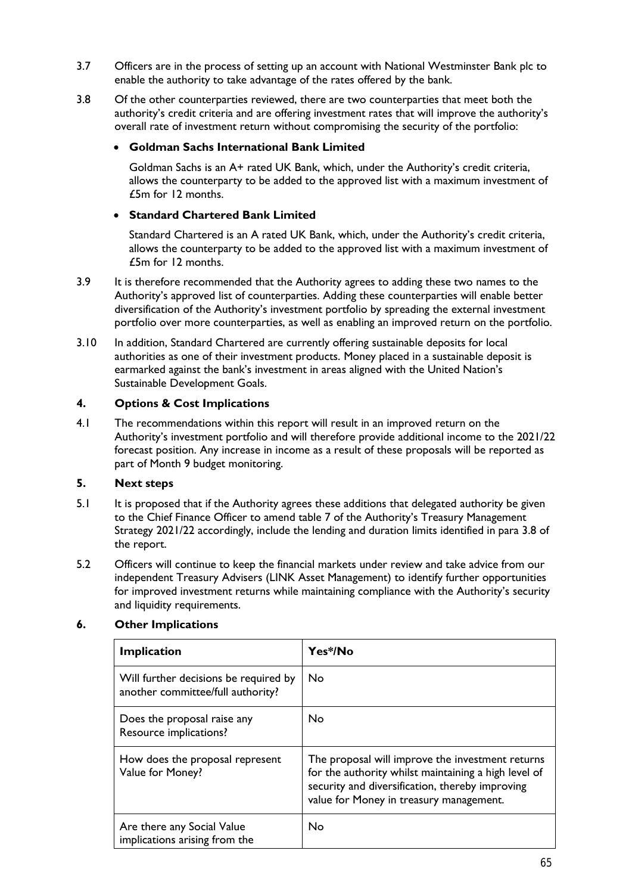3.7 Officers are in the process of setting up an account with National Westminster Bank plc to enable the authority to take advantage of the rates offered by the bank.

3.8 Of the other counterparties reviewed, there are two counterparties that meet both the authority's credit criteria and are offering investment rates that will improve the authority's overall rate of investment return without compromising the security of the portfolio:

- **Goldman Sachs International Bank Limited**

  Goldman Sachs is an A+ rated UK Bank, which, under the Authority's credit criteria, allows the counterparty to be added to the approved list with a maximum investment of £5m for 12 months.

- **Standard Chartered Bank Limited**

  Standard Chartered is an A rated UK Bank, which, under the Authority's credit criteria, allows the counterparty to be added to the approved list with a maximum investment of £5m for 12 months.

3.9 It is therefore recommended that the Authority agrees to adding these two names to the Authority's approved list of counterparties. Adding these counterparties will enable better diversification of the Authority's investment portfolio by spreading the external investment portfolio over more counterparties, as well as enabling an improved return on the portfolio.

3.10 In addition, Standard Chartered are currently offering sustainable deposits for local authorities as one of their investment products. Money placed in a sustainable deposit is earmarked against the bank's investment in areas aligned with the United Nation's Sustainable Development Goals.

## 4. Options & Cost Implications

4.1 The recommendations within this report will result in an improved return on the Authority's investment portfolio and will therefore provide additional income to the 2021/22 forecast position. Any increase in income as a result of these proposals will be reported as part of Month 9 budget monitoring.

## 5. Next steps

5.1 It is proposed that if the Authority agrees these additions that delegated authority be given to the Chief Finance Officer to amend table 7 of the Authority's Treasury Management Strategy 2021/22 accordingly, include the lending and duration limits identified in para 3.8 of the report.

5.2 Officers will continue to keep the financial markets under review and take advice from our independent Treasury Advisers (LINK Asset Management) to identify further opportunities for improved investment returns while maintaining compliance with the Authority's security and liquidity requirements.

## 6. Other Implications

| Implication | Yes*/No |
|---|---|
| Will further decisions be required by another committee/full authority? | No |
| Does the proposal raise any Resource implications? | No |
| How does the proposal represent Value for Money? | The proposal will improve the investment returns for the authority whilst maintaining a high level of security and diversification, thereby improving value for Money in treasury management. |
| Are there any Social Value implications arising from the | No |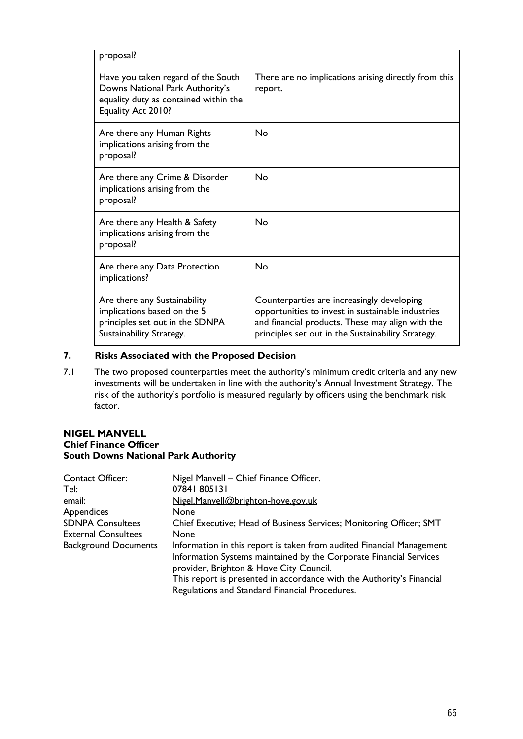| | |
|---|---|
| proposal? | |
| Have you taken regard of the South Downs National Park Authority's equality duty as contained within the Equality Act 2010? | There are no implications arising directly from this report. |
| Are there any Human Rights implications arising from the proposal? | No |
| Are there any Crime & Disorder implications arising from the proposal? | No |
| Are there any Health & Safety implications arising from the proposal? | No |
| Are there any Data Protection implications? | No |
| Are there any Sustainability implications based on the 5 principles set out in the SDNPA Sustainability Strategy. | Counterparties are increasingly developing opportunities to invest in sustainable industries and financial products. These may align with the principles set out in the Sustainability Strategy. |

## 7. Risks Associated with the Proposed Decision

7.1 The two proposed counterparties meet the authority's minimum credit criteria and any new investments will be undertaken in line with the authority's Annual Investment Strategy. The risk of the authority's portfolio is measured regularly by officers using the benchmark risk factor.

**NIGEL MANVELL**
**Chief Finance Officer**
**South Downs National Park Authority**

| | |
|---|---|
| Contact Officer: | Nigel Manvell – Chief Finance Officer. |
| Tel: | 07841 805131 |
| email: | Nigel.Manvell@brighton-hove.gov.uk |
| Appendices | None |
| SDNPA Consultees | Chief Executive; Head of Business Services; Monitoring Officer; SMT |
| External Consultees | None |
| Background Documents | Information in this report is taken from audited Financial Management Information Systems maintained by the Corporate Financial Services provider, Brighton & Hove City Council. This report is presented in accordance with the Authority's Financial Regulations and Standard Financial Procedures. |